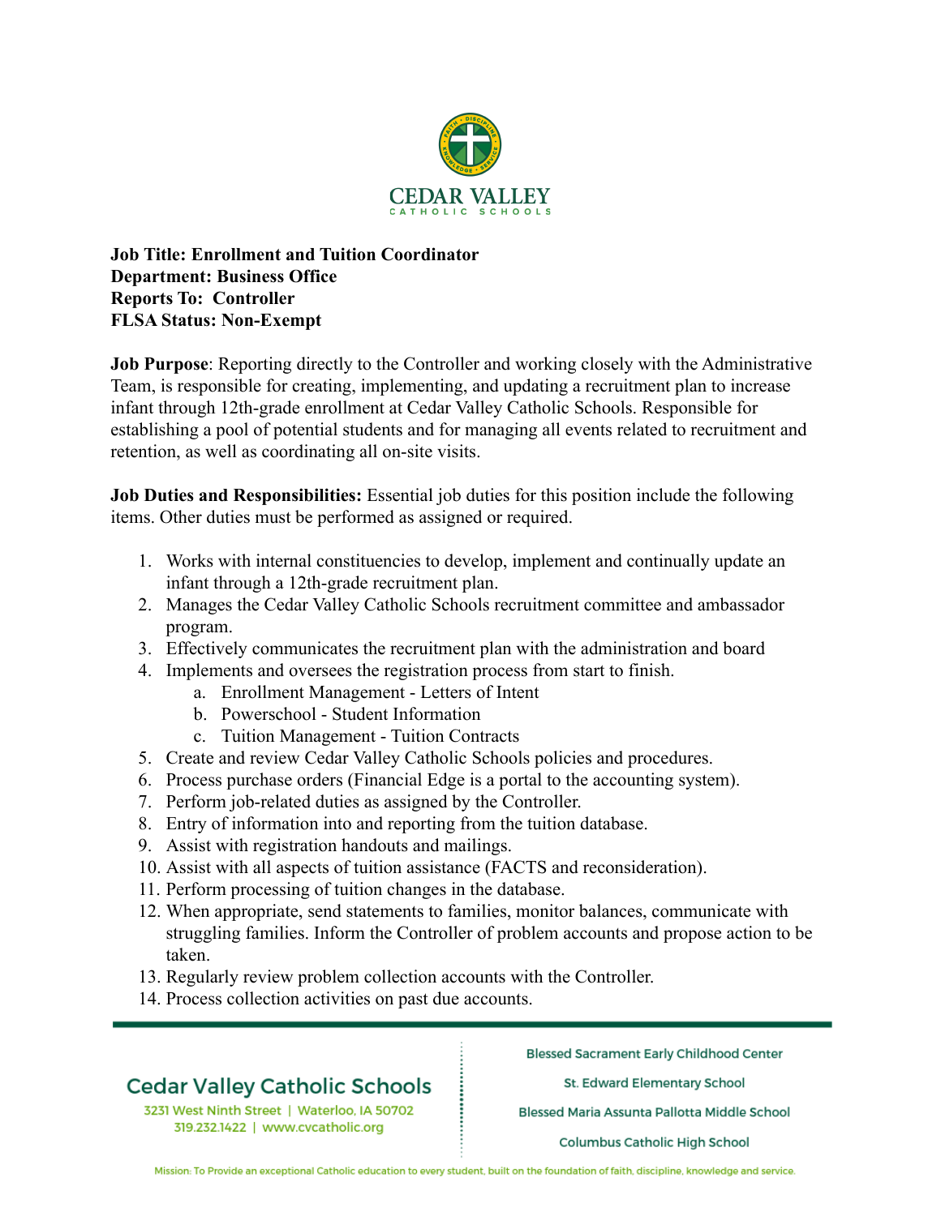**Job Title: Enrollment and Tuition Coordinator**
**Department: Business Office**
**Reports To: Controller**
**FLSA Status: Non-Exempt**

**Job Purpose**: Reporting directly to the Controller and working closely with the Administrative Team, is responsible for creating, implementing, and updating a recruitment plan to increase infant through 12th-grade enrollment at Cedar Valley Catholic Schools. Responsible for establishing a pool of potential students and for managing all events related to recruitment and retention, as well as coordinating all on-site visits.

**Job Duties and Responsibilities:** Essential job duties for this position include the following items. Other duties must be performed as assigned or required.

1. Works with internal constituencies to develop, implement and continually update an infant through a 12th-grade recruitment plan.
2. Manages the Cedar Valley Catholic Schools recruitment committee and ambassador program.
3. Effectively communicates the recruitment plan with the administration and board
4. Implements and oversees the registration process from start to finish.
   a. Enrollment Management - Letters of Intent
   b. Powerschool - Student Information
   c. Tuition Management - Tuition Contracts
5. Create and review Cedar Valley Catholic Schools policies and procedures.
6. Process purchase orders (Financial Edge is a portal to the accounting system).
7. Perform job-related duties as assigned by the Controller.
8. Entry of information into and reporting from the tuition database.
9. Assist with registration handouts and mailings.
10. Assist with all aspects of tuition assistance (FACTS and reconsideration).
11. Perform processing of tuition changes in the database.
12. When appropriate, send statements to families, monitor balances, communicate with struggling families. Inform the Controller of problem accounts and propose action to be taken.
13. Regularly review problem collection accounts with the Controller.
14. Process collection activities on past due accounts.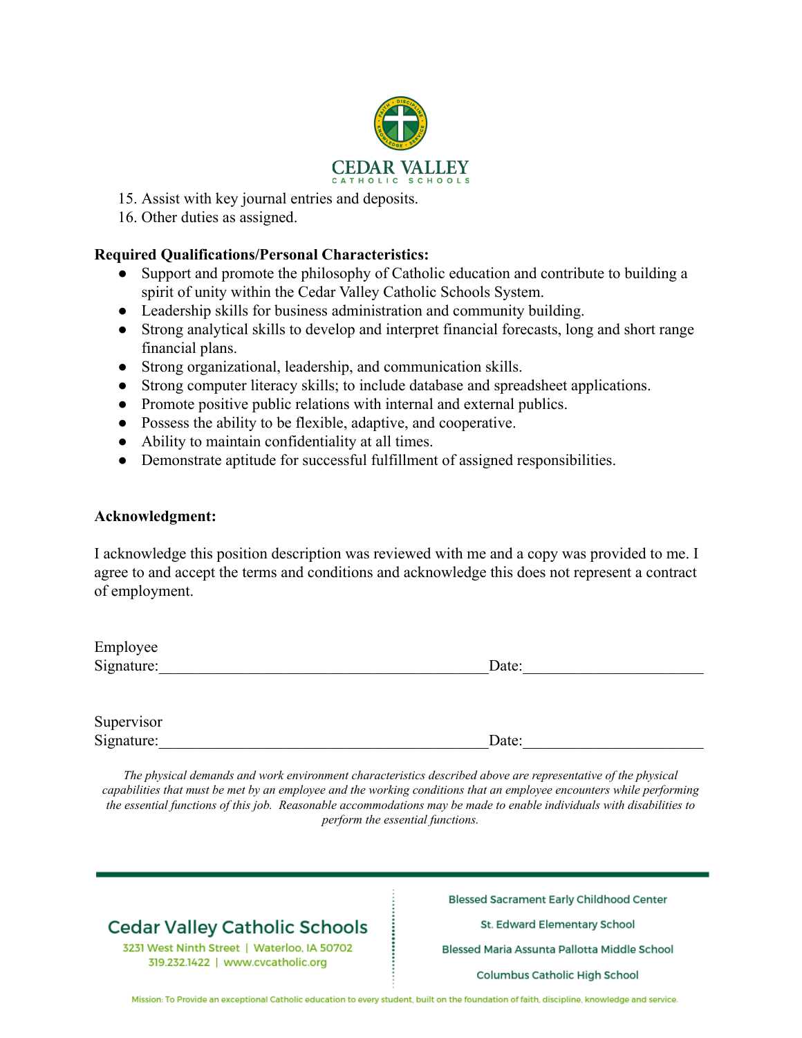15. Assist with key journal entries and deposits.
16. Other duties as assigned.

**Required Qualifications/Personal Characteristics:**

- Support and promote the philosophy of Catholic education and contribute to building a spirit of unity within the Cedar Valley Catholic Schools System.
- Leadership skills for business administration and community building.
- Strong analytical skills to develop and interpret financial forecasts, long and short range financial plans.
- Strong organizational, leadership, and communication skills.
- Strong computer literacy skills; to include database and spreadsheet applications.
- Promote positive public relations with internal and external publics.
- Possess the ability to be flexible, adaptive, and cooperative.
- Ability to maintain confidentiality at all times.
- Demonstrate aptitude for successful fulfillment of assigned responsibilities.

**Acknowledgment:**

I acknowledge this position description was reviewed with me and a copy was provided to me. I agree to and accept the terms and conditions and acknowledge this does not represent a contract of employment.

Employee Signature:__________________________________________ Date:______________________

Supervisor Signature:__________________________________________ Date:______________________

*The physical demands and work environment characteristics described above are representative of the physical capabilities that must be met by an employee and the working conditions that an employee encounters while performing the essential functions of this job. Reasonable accommodations may be made to enable individuals with disabilities to perform the essential functions.*

Cedar Valley Catholic Schools
3231 West Ninth Street | Waterloo, IA 50702
319.232.1422 | www.cvcatholic.org

Blessed Sacrament Early Childhood Center
St. Edward Elementary School
Blessed Maria Assunta Pallotta Middle School
Columbus Catholic High School

Mission: To Provide an exceptional Catholic education to every student, built on the foundation of faith, discipline, knowledge and service.